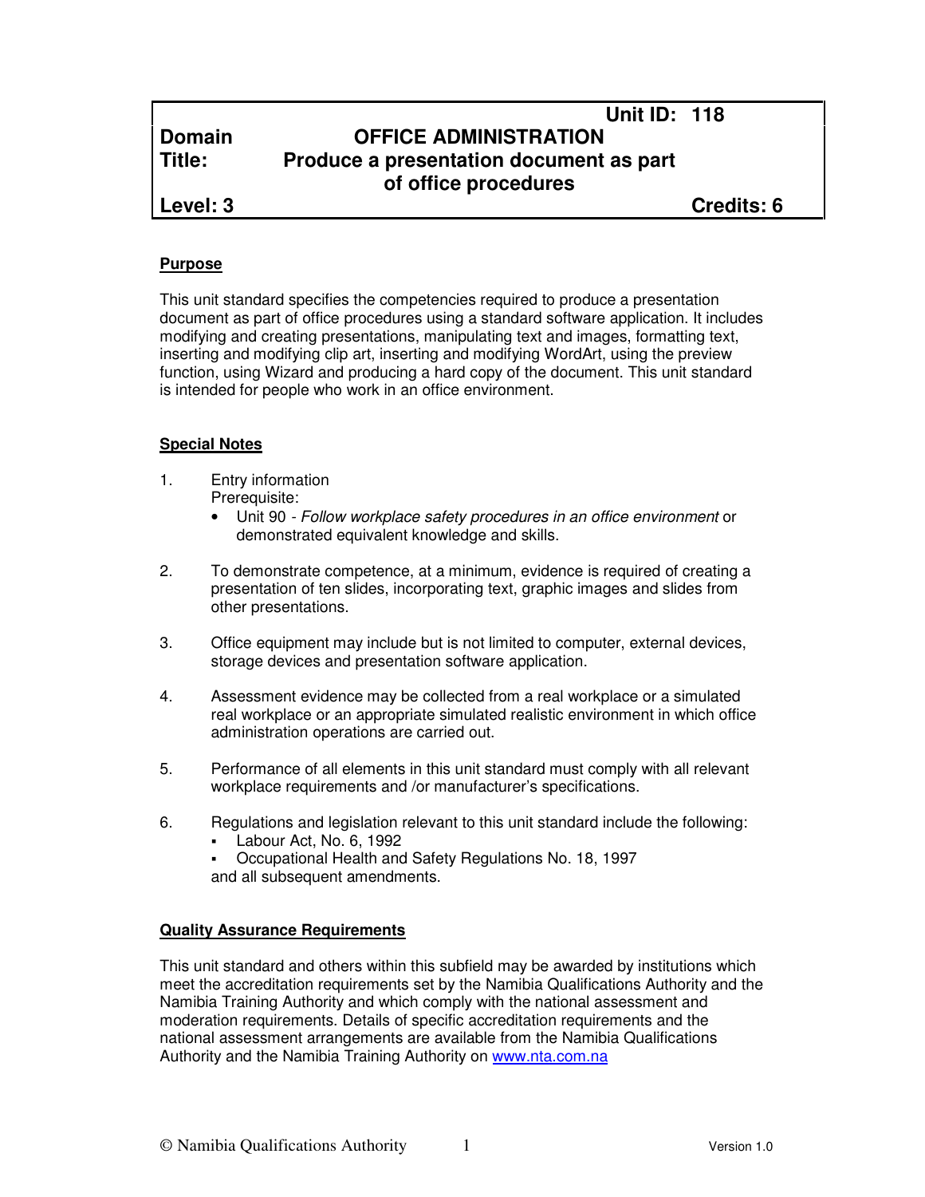| | | Unit ID: 118 |
|---|---|---|
| **Domain** | **OFFICE ADMINISTRATION** | |
| **Title:** | **Produce a presentation document as part of office procedures** | |
| **Level: 3** | | **Credits: 6** |

## Purpose

This unit standard specifies the competencies required to produce a presentation document as part of office procedures using a standard software application. It includes modifying and creating presentations, manipulating text and images, formatting text, inserting and modifying clip art, inserting and modifying WordArt, using the preview function, using Wizard and producing a hard copy of the document. This unit standard is intended for people who work in an office environment.

## Special Notes

1. Entry information
   Prerequisite:
   - Unit 90 - *Follow workplace safety procedures in an office environment* or demonstrated equivalent knowledge and skills.

2. To demonstrate competence, at a minimum, evidence is required of creating a presentation of ten slides, incorporating text, graphic images and slides from other presentations.

3. Office equipment may include but is not limited to computer, external devices, storage devices and presentation software application.

4. Assessment evidence may be collected from a real workplace or a simulated real workplace or an appropriate simulated realistic environment in which office administration operations are carried out.

5. Performance of all elements in this unit standard must comply with all relevant workplace requirements and /or manufacturer's specifications.

6. Regulations and legislation relevant to this unit standard include the following:
   - Labour Act, No. 6, 1992
   - Occupational Health and Safety Regulations No. 18, 1997

   and all subsequent amendments.

## Quality Assurance Requirements

This unit standard and others within this subfield may be awarded by institutions which meet the accreditation requirements set by the Namibia Qualifications Authority and the Namibia Training Authority and which comply with the national assessment and moderation requirements. Details of specific accreditation requirements and the national assessment arrangements are available from the Namibia Qualifications Authority and the Namibia Training Authority on www.nta.com.na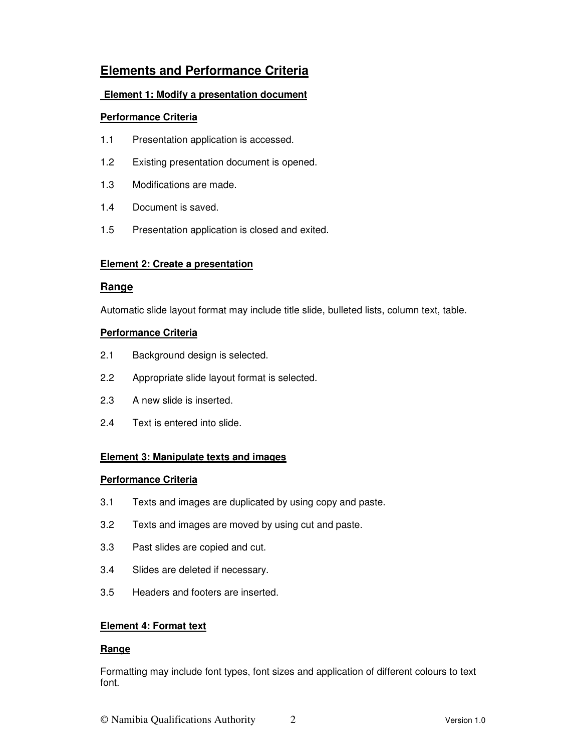## Elements and Performance Criteria

### Element 1: Modify a presentation document

**Performance Criteria**

1.1 Presentation application is accessed.

1.2 Existing presentation document is opened.

1.3 Modifications are made.

1.4 Document is saved.

1.5 Presentation application is closed and exited.

### Element 2: Create a presentation

### Range

Automatic slide layout format may include title slide, bulleted lists, column text, table.

**Performance Criteria**

2.1 Background design is selected.

2.2 Appropriate slide layout format is selected.

2.3 A new slide is inserted.

2.4 Text is entered into slide.

### Element 3: Manipulate texts and images

**Performance Criteria**

3.1 Texts and images are duplicated by using copy and paste.

3.2 Texts and images are moved by using cut and paste.

3.3 Past slides are copied and cut.

3.4 Slides are deleted if necessary.

3.5 Headers and footers are inserted.

### Element 4: Format text

**Range**

Formatting may include font types, font sizes and application of different colours to text font.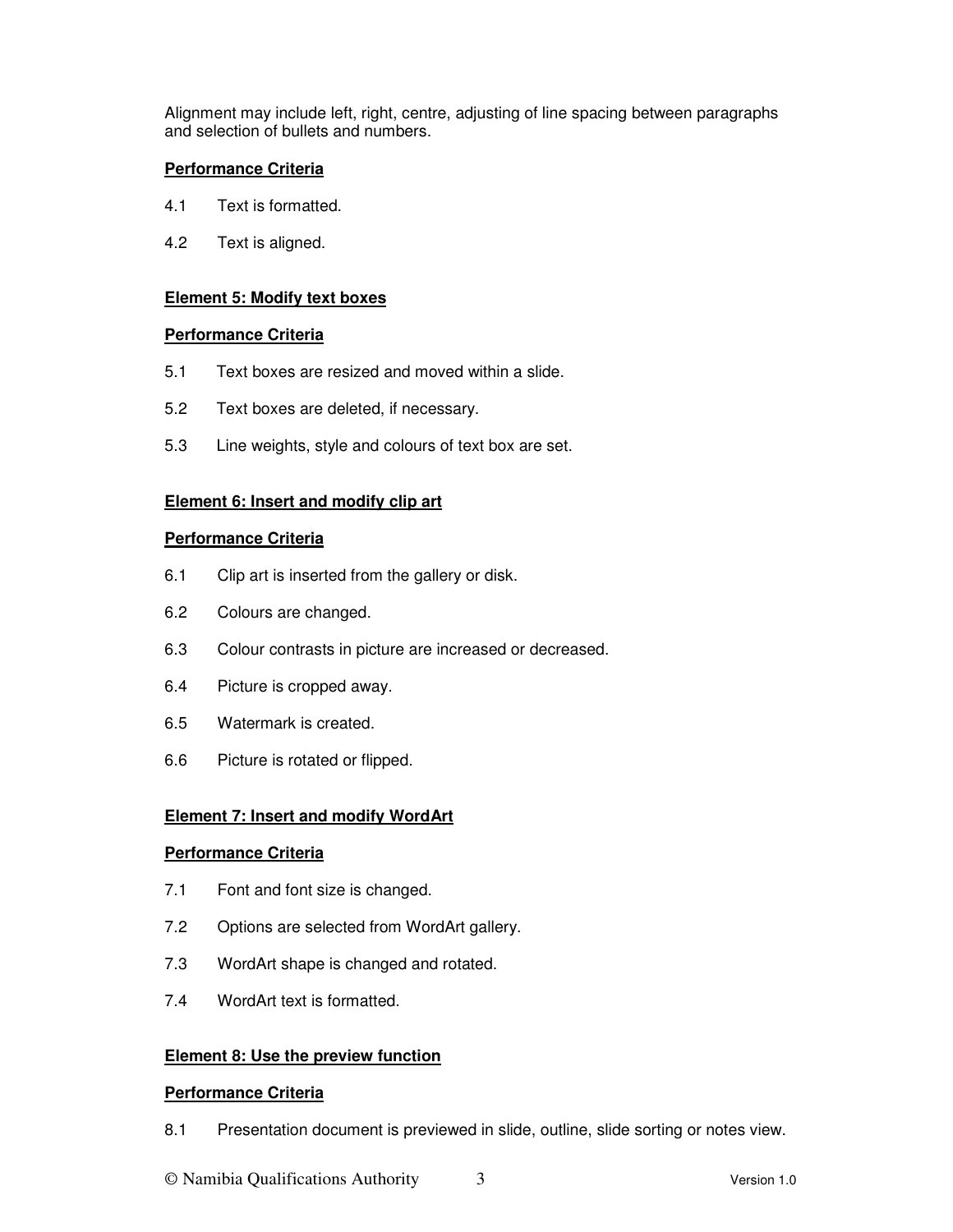Alignment may include left, right, centre, adjusting of line spacing between paragraphs and selection of bullets and numbers.

**Performance Criteria**

4.1 Text is formatted.

4.2 Text is aligned.

**Element 5: Modify text boxes**

**Performance Criteria**

5.1 Text boxes are resized and moved within a slide.

5.2 Text boxes are deleted, if necessary.

5.3 Line weights, style and colours of text box are set.

**Element 6: Insert and modify clip art**

**Performance Criteria**

6.1 Clip art is inserted from the gallery or disk.

6.2 Colours are changed.

6.3 Colour contrasts in picture are increased or decreased.

6.4 Picture is cropped away.

6.5 Watermark is created.

6.6 Picture is rotated or flipped.

**Element 7: Insert and modify WordArt**

**Performance Criteria**

7.1 Font and font size is changed.

7.2 Options are selected from WordArt gallery.

7.3 WordArt shape is changed and rotated.

7.4 WordArt text is formatted.

**Element 8: Use the preview function**

**Performance Criteria**

8.1 Presentation document is previewed in slide, outline, slide sorting or notes view.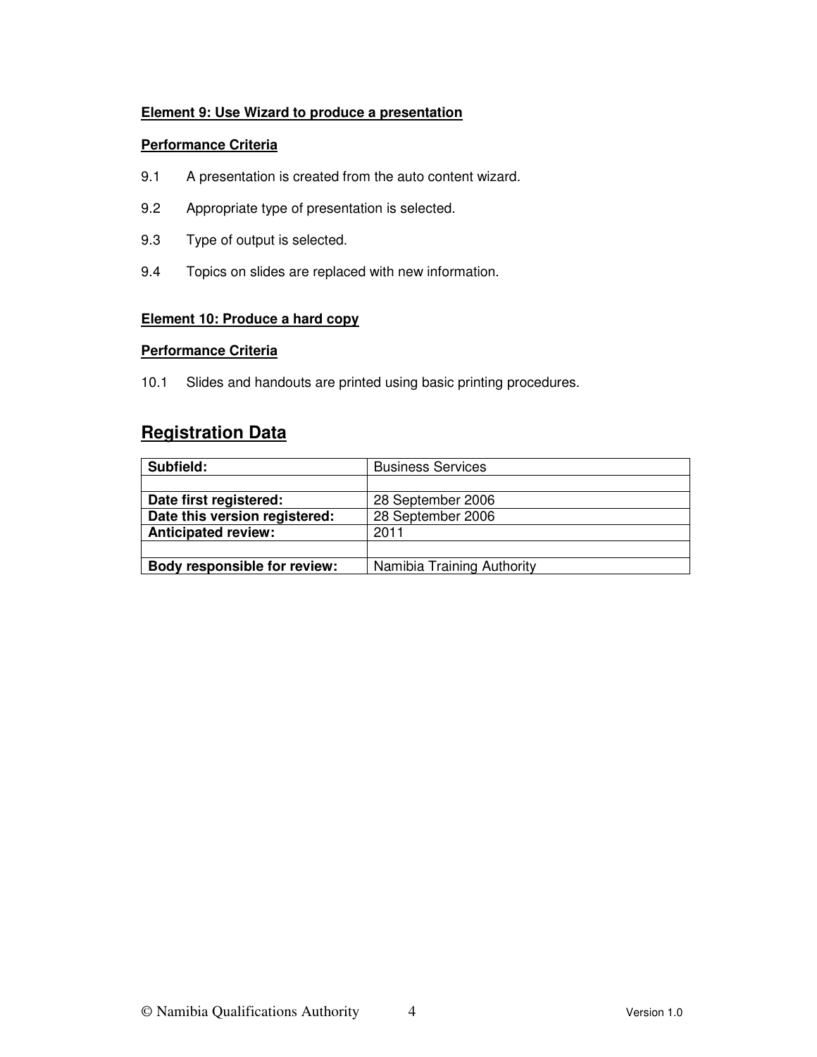**Element 9: Use Wizard to produce a presentation**

**Performance Criteria**

9.1 A presentation is created from the auto content wizard.

9.2 Appropriate type of presentation is selected.

9.3 Type of output is selected.

9.4 Topics on slides are replaced with new information.

**Element 10: Produce a hard copy**

**Performance Criteria**

10.1 Slides and handouts are printed using basic printing procedures.

## Registration Data

| | |
|---|---|
| **Subfield:** | Business Services |
| | |
| **Date first registered:** | 28 September 2006 |
| **Date this version registered:** | 28 September 2006 |
| **Anticipated review:** | 2011 |
| | |
| **Body responsible for review:** | Namibia Training Authority |